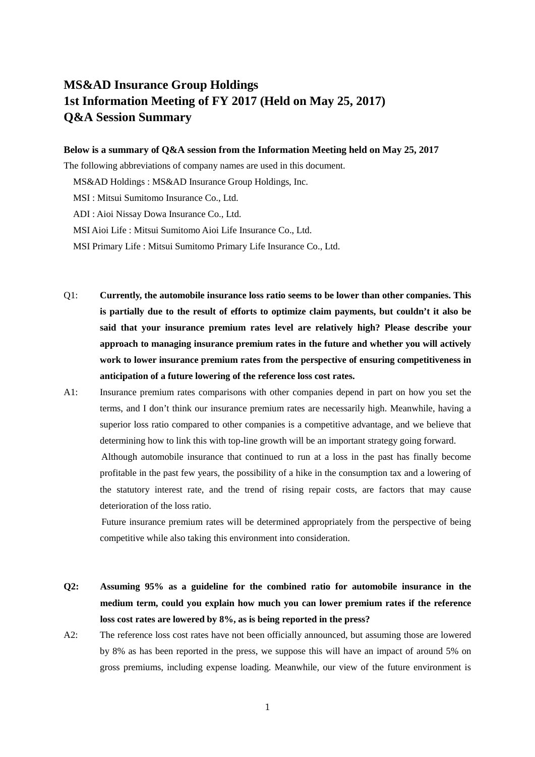# MS&AD Insurance Group Holdings
# 1st Information Meeting of FY 2017 (Held on May 25, 2017)
# Q&A Session Summary

**Below is a summary of Q&A session from the Information Meeting held on May 25, 2017**

The following abbreviations of company names are used in this document.

MS&AD Holdings : MS&AD Insurance Group Holdings, Inc.

MSI : Mitsui Sumitomo Insurance Co., Ltd.

ADI : Aioi Nissay Dowa Insurance Co., Ltd.

MSI Aioi Life : Mitsui Sumitomo Aioi Life Insurance Co., Ltd.

MSI Primary Life : Mitsui Sumitomo Primary Life Insurance Co., Ltd.

Q1: **Currently, the automobile insurance loss ratio seems to be lower than other companies. This is partially due to the result of efforts to optimize claim payments, but couldn't it also be said that your insurance premium rates level are relatively high? Please describe your approach to managing insurance premium rates in the future and whether you will actively work to lower insurance premium rates from the perspective of ensuring competitiveness in anticipation of a future lowering of the reference loss cost rates.**

A1: Insurance premium rates comparisons with other companies depend in part on how you set the terms, and I don't think our insurance premium rates are necessarily high. Meanwhile, having a superior loss ratio compared to other companies is a competitive advantage, and we believe that determining how to link this with top-line growth will be an important strategy going forward.

Although automobile insurance that continued to run at a loss in the past has finally become profitable in the past few years, the possibility of a hike in the consumption tax and a lowering of the statutory interest rate, and the trend of rising repair costs, are factors that may cause deterioration of the loss ratio.

Future insurance premium rates will be determined appropriately from the perspective of being competitive while also taking this environment into consideration.

**Q2: Assuming 95% as a guideline for the combined ratio for automobile insurance in the medium term, could you explain how much you can lower premium rates if the reference loss cost rates are lowered by 8%, as is being reported in the press?**

A2: The reference loss cost rates have not been officially announced, but assuming those are lowered by 8% as has been reported in the press, we suppose this will have an impact of around 5% on gross premiums, including expense loading. Meanwhile, our view of the future environment is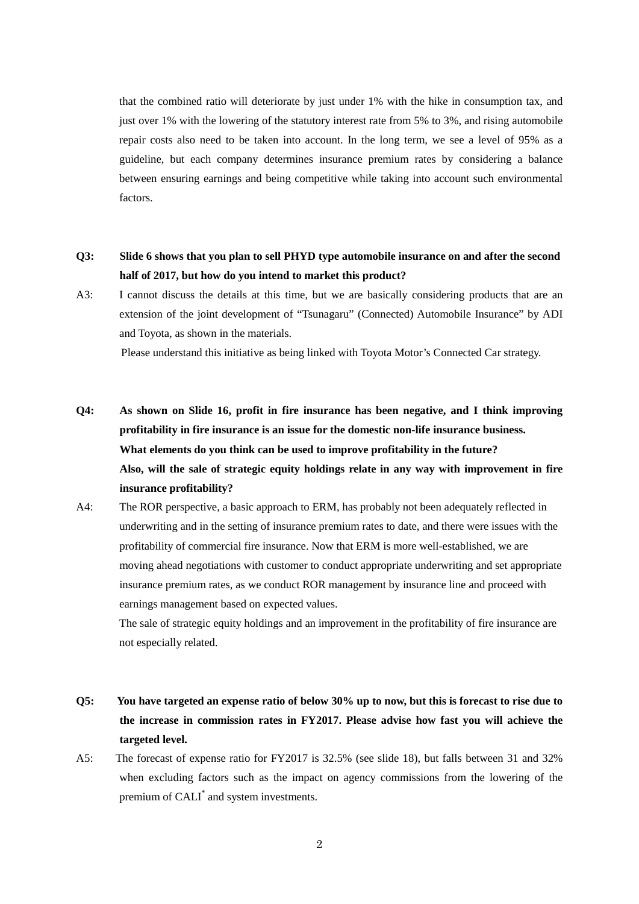that the combined ratio will deteriorate by just under 1% with the hike in consumption tax, and just over 1% with the lowering of the statutory interest rate from 5% to 3%, and rising automobile repair costs also need to be taken into account. In the long term, we see a level of 95% as a guideline, but each company determines insurance premium rates by considering a balance between ensuring earnings and being competitive while taking into account such environmental factors.

**Q3: Slide 6 shows that you plan to sell PHYD type automobile insurance on and after the second half of 2017, but how do you intend to market this product?**

A3: I cannot discuss the details at this time, but we are basically considering products that are an extension of the joint development of "Tsunagaru" (Connected) Automobile Insurance" by ADI and Toyota, as shown in the materials.

Please understand this initiative as being linked with Toyota Motor's Connected Car strategy.

**Q4: As shown on Slide 16, profit in fire insurance has been negative, and I think improving profitability in fire insurance is an issue for the domestic non-life insurance business. What elements do you think can be used to improve profitability in the future? Also, will the sale of strategic equity holdings relate in any way with improvement in fire insurance profitability?**

A4: The ROR perspective, a basic approach to ERM, has probably not been adequately reflected in underwriting and in the setting of insurance premium rates to date, and there were issues with the profitability of commercial fire insurance. Now that ERM is more well-established, we are moving ahead negotiations with customer to conduct appropriate underwriting and set appropriate insurance premium rates, as we conduct ROR management by insurance line and proceed with earnings management based on expected values.

The sale of strategic equity holdings and an improvement in the profitability of fire insurance are not especially related.

**Q5: You have targeted an expense ratio of below 30% up to now, but this is forecast to rise due to the increase in commission rates in FY2017. Please advise how fast you will achieve the targeted level.**

A5: The forecast of expense ratio for FY2017 is 32.5% (see slide 18), but falls between 31 and 32% when excluding factors such as the impact on agency commissions from the lowering of the premium of CALI* and system investments.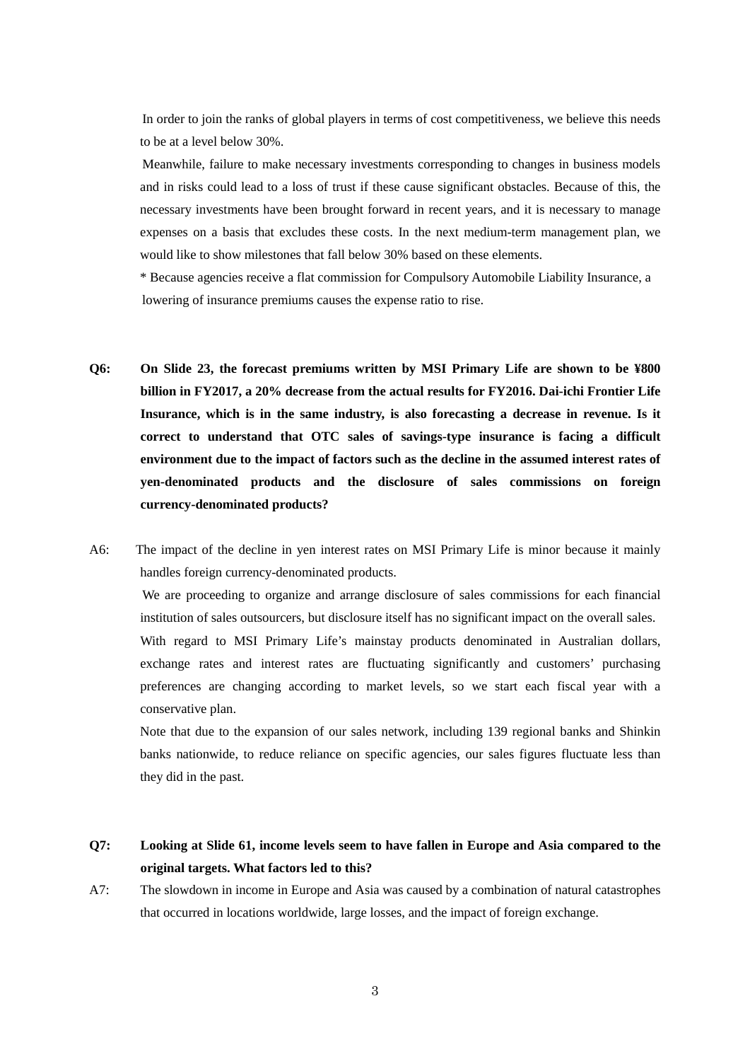In order to join the ranks of global players in terms of cost competitiveness, we believe this needs to be at a level below 30%.

Meanwhile, failure to make necessary investments corresponding to changes in business models and in risks could lead to a loss of trust if these cause significant obstacles. Because of this, the necessary investments have been brought forward in recent years, and it is necessary to manage expenses on a basis that excludes these costs. In the next medium-term management plan, we would like to show milestones that fall below 30% based on these elements.

* Because agencies receive a flat commission for Compulsory Automobile Liability Insurance, a lowering of insurance premiums causes the expense ratio to rise.

**Q6: On Slide 23, the forecast premiums written by MSI Primary Life are shown to be ¥800 billion in FY2017, a 20% decrease from the actual results for FY2016. Dai-ichi Frontier Life Insurance, which is in the same industry, is also forecasting a decrease in revenue. Is it correct to understand that OTC sales of savings-type insurance is facing a difficult environment due to the impact of factors such as the decline in the assumed interest rates of yen-denominated products and the disclosure of sales commissions on foreign currency-denominated products?**

A6: The impact of the decline in yen interest rates on MSI Primary Life is minor because it mainly handles foreign currency-denominated products.

We are proceeding to organize and arrange disclosure of sales commissions for each financial institution of sales outsourcers, but disclosure itself has no significant impact on the overall sales.

With regard to MSI Primary Life's mainstay products denominated in Australian dollars, exchange rates and interest rates are fluctuating significantly and customers' purchasing preferences are changing according to market levels, so we start each fiscal year with a conservative plan.

Note that due to the expansion of our sales network, including 139 regional banks and Shinkin banks nationwide, to reduce reliance on specific agencies, our sales figures fluctuate less than they did in the past.

**Q7: Looking at Slide 61, income levels seem to have fallen in Europe and Asia compared to the original targets. What factors led to this?**

A7: The slowdown in income in Europe and Asia was caused by a combination of natural catastrophes that occurred in locations worldwide, large losses, and the impact of foreign exchange.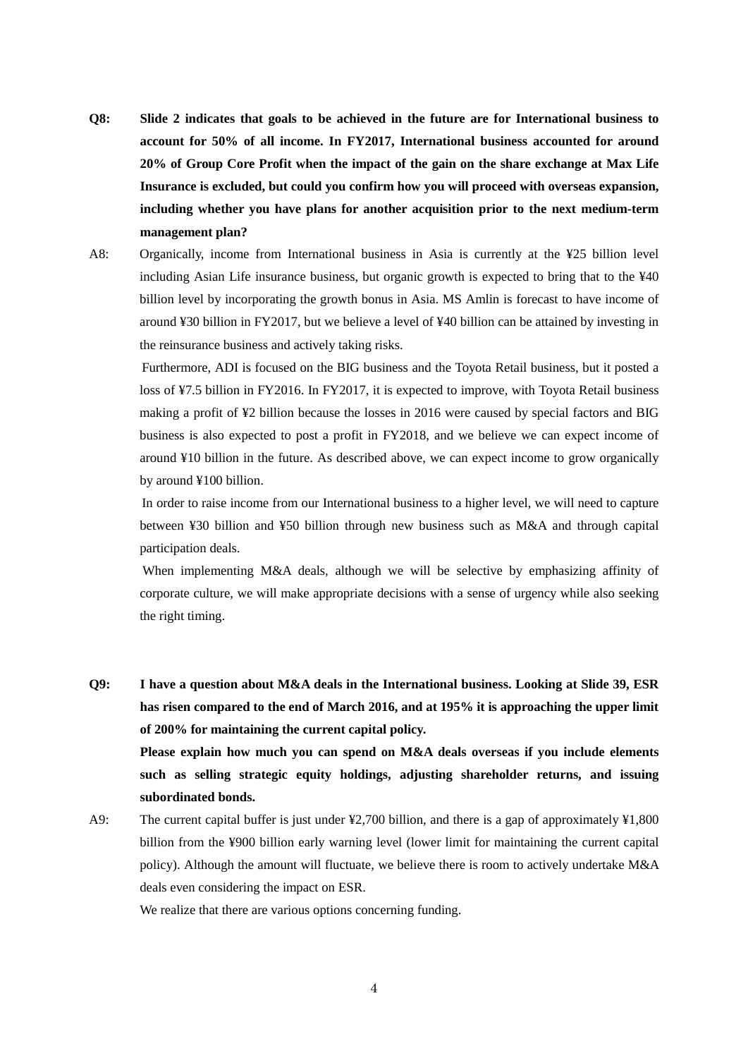**Q8: Slide 2 indicates that goals to be achieved in the future are for International business to account for 50% of all income. In FY2017, International business accounted for around 20% of Group Core Profit when the impact of the gain on the share exchange at Max Life Insurance is excluded, but could you confirm how you will proceed with overseas expansion, including whether you have plans for another acquisition prior to the next medium-term management plan?**

A8: Organically, income from International business in Asia is currently at the ¥25 billion level including Asian Life insurance business, but organic growth is expected to bring that to the ¥40 billion level by incorporating the growth bonus in Asia. MS Amlin is forecast to have income of around ¥30 billion in FY2017, but we believe a level of ¥40 billion can be attained by investing in the reinsurance business and actively taking risks.

Furthermore, ADI is focused on the BIG business and the Toyota Retail business, but it posted a loss of ¥7.5 billion in FY2016. In FY2017, it is expected to improve, with Toyota Retail business making a profit of ¥2 billion because the losses in 2016 were caused by special factors and BIG business is also expected to post a profit in FY2018, and we believe we can expect income of around ¥10 billion in the future. As described above, we can expect income to grow organically by around ¥100 billion.

In order to raise income from our International business to a higher level, we will need to capture between ¥30 billion and ¥50 billion through new business such as M&A and through capital participation deals.

When implementing M&A deals, although we will be selective by emphasizing affinity of corporate culture, we will make appropriate decisions with a sense of urgency while also seeking the right timing.

**Q9: I have a question about M&A deals in the International business. Looking at Slide 39, ESR has risen compared to the end of March 2016, and at 195% it is approaching the upper limit of 200% for maintaining the current capital policy.**

**Please explain how much you can spend on M&A deals overseas if you include elements such as selling strategic equity holdings, adjusting shareholder returns, and issuing subordinated bonds.**

A9: The current capital buffer is just under ¥2,700 billion, and there is a gap of approximately ¥1,800 billion from the ¥900 billion early warning level (lower limit for maintaining the current capital policy). Although the amount will fluctuate, we believe there is room to actively undertake M&A deals even considering the impact on ESR.

We realize that there are various options concerning funding.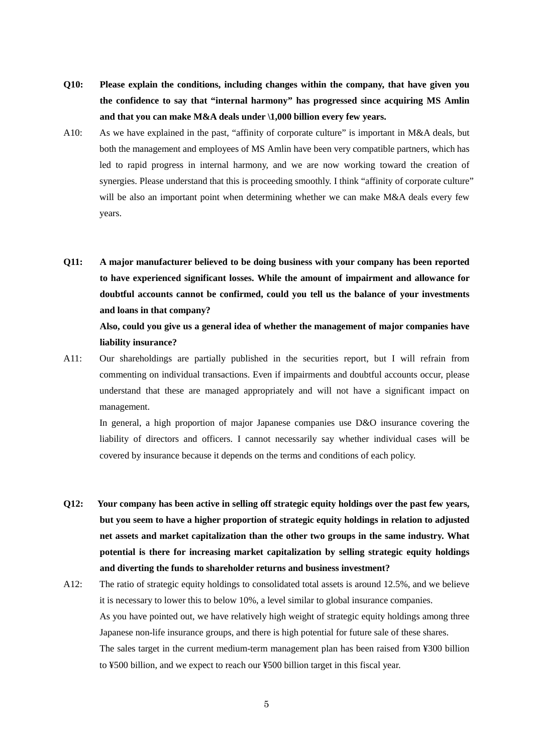**Q10: Please explain the conditions, including changes within the company, that have given you the confidence to say that "internal harmony" has progressed since acquiring MS Amlin and that you can make M&A deals under \1,000 billion every few years.**

A10: As we have explained in the past, "affinity of corporate culture" is important in M&A deals, but both the management and employees of MS Amlin have been very compatible partners, which has led to rapid progress in internal harmony, and we are now working toward the creation of synergies. Please understand that this is proceeding smoothly. I think "affinity of corporate culture" will be also an important point when determining whether we can make M&A deals every few years.

**Q11: A major manufacturer believed to be doing business with your company has been reported to have experienced significant losses. While the amount of impairment and allowance for doubtful accounts cannot be confirmed, could you tell us the balance of your investments and loans in that company?**

**Also, could you give us a general idea of whether the management of major companies have liability insurance?**

A11: Our shareholdings are partially published in the securities report, but I will refrain from commenting on individual transactions. Even if impairments and doubtful accounts occur, please understand that these are managed appropriately and will not have a significant impact on management.

In general, a high proportion of major Japanese companies use D&O insurance covering the liability of directors and officers. I cannot necessarily say whether individual cases will be covered by insurance because it depends on the terms and conditions of each policy.

**Q12: Your company has been active in selling off strategic equity holdings over the past few years, but you seem to have a higher proportion of strategic equity holdings in relation to adjusted net assets and market capitalization than the other two groups in the same industry. What potential is there for increasing market capitalization by selling strategic equity holdings and diverting the funds to shareholder returns and business investment?**

A12: The ratio of strategic equity holdings to consolidated total assets is around 12.5%, and we believe it is necessary to lower this to below 10%, a level similar to global insurance companies.

As you have pointed out, we have relatively high weight of strategic equity holdings among three Japanese non-life insurance groups, and there is high potential for future sale of these shares.

The sales target in the current medium-term management plan has been raised from ¥300 billion to ¥500 billion, and we expect to reach our ¥500 billion target in this fiscal year.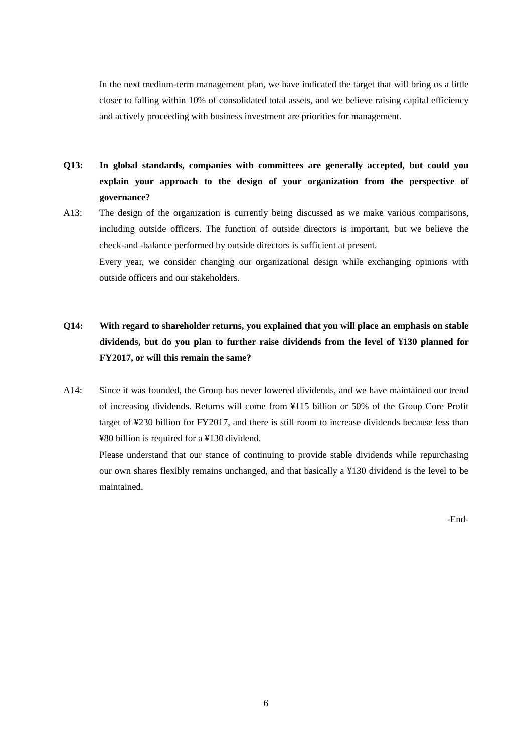In the next medium-term management plan, we have indicated the target that will bring us a little closer to falling within 10% of consolidated total assets, and we believe raising capital efficiency and actively proceeding with business investment are priorities for management.

**Q13: In global standards, companies with committees are generally accepted, but could you explain your approach to the design of your organization from the perspective of governance?**

A13: The design of the organization is currently being discussed as we make various comparisons, including outside officers. The function of outside directors is important, but we believe the check-and -balance performed by outside directors is sufficient at present.

Every year, we consider changing our organizational design while exchanging opinions with outside officers and our stakeholders.

**Q14: With regard to shareholder returns, you explained that you will place an emphasis on stable dividends, but do you plan to further raise dividends from the level of ¥130 planned for FY2017, or will this remain the same?**

A14: Since it was founded, the Group has never lowered dividends, and we have maintained our trend of increasing dividends. Returns will come from ¥115 billion or 50% of the Group Core Profit target of ¥230 billion for FY2017, and there is still room to increase dividends because less than ¥80 billion is required for a ¥130 dividend.

Please understand that our stance of continuing to provide stable dividends while repurchasing our own shares flexibly remains unchanged, and that basically a ¥130 dividend is the level to be maintained.

-End-